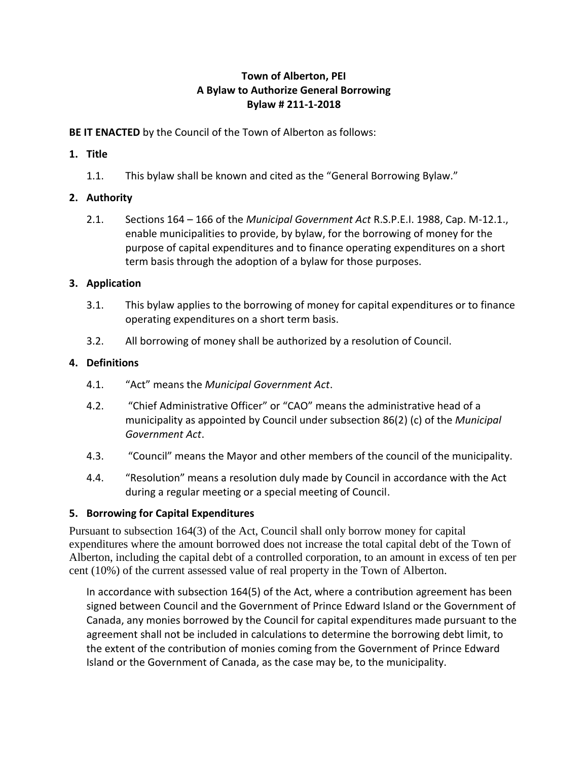**Town of Alberton, PEI**
**A Bylaw to Authorize General Borrowing**
**Bylaw # 211-1-2018**

**BE IT ENACTED** by the Council of the Town of Alberton as follows:

## 1. Title

1.1. This bylaw shall be known and cited as the "General Borrowing Bylaw."

## 2. Authority

2.1. Sections 164 – 166 of the *Municipal Government Act* R.S.P.E.I. 1988, Cap. M-12.1., enable municipalities to provide, by bylaw, for the borrowing of money for the purpose of capital expenditures and to finance operating expenditures on a short term basis through the adoption of a bylaw for those purposes.

## 3. Application

3.1. This bylaw applies to the borrowing of money for capital expenditures or to finance operating expenditures on a short term basis.

3.2. All borrowing of money shall be authorized by a resolution of Council.

## 4. Definitions

4.1. "Act" means the *Municipal Government Act*.

4.2. "Chief Administrative Officer" or "CAO" means the administrative head of a municipality as appointed by Council under subsection 86(2) (c) of the *Municipal Government Act*.

4.3. "Council" means the Mayor and other members of the council of the municipality.

4.4. "Resolution" means a resolution duly made by Council in accordance with the Act during a regular meeting or a special meeting of Council.

## 5. Borrowing for Capital Expenditures

Pursuant to subsection 164(3) of the Act, Council shall only borrow money for capital expenditures where the amount borrowed does not increase the total capital debt of the Town of Alberton, including the capital debt of a controlled corporation, to an amount in excess of ten per cent (10%) of the current assessed value of real property in the Town of Alberton.

In accordance with subsection 164(5) of the Act, where a contribution agreement has been signed between Council and the Government of Prince Edward Island or the Government of Canada, any monies borrowed by the Council for capital expenditures made pursuant to the agreement shall not be included in calculations to determine the borrowing debt limit, to the extent of the contribution of monies coming from the Government of Prince Edward Island or the Government of Canada, as the case may be, to the municipality.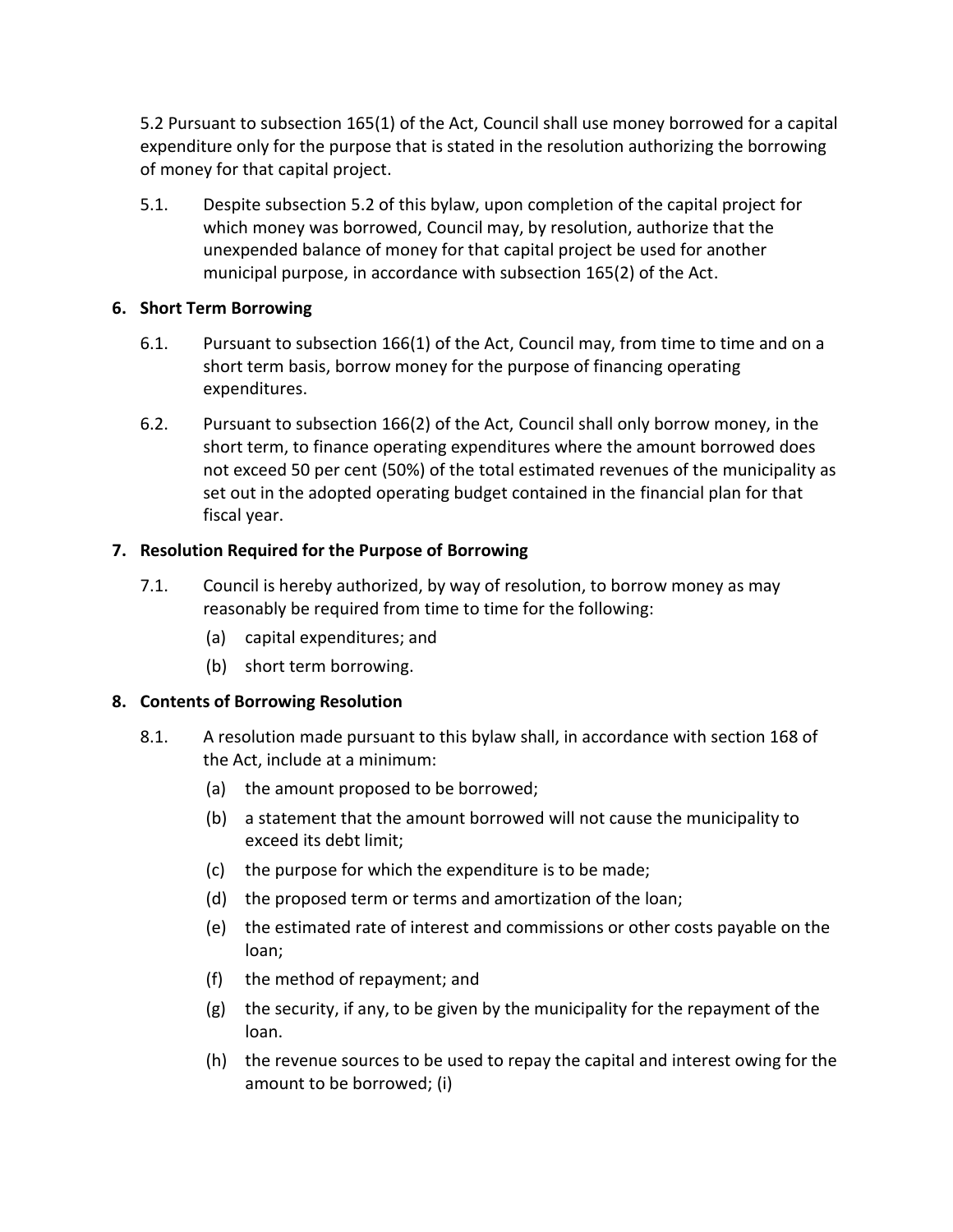5.2 Pursuant to subsection 165(1) of the Act, Council shall use money borrowed for a capital expenditure only for the purpose that is stated in the resolution authorizing the borrowing of money for that capital project.

5.1. Despite subsection 5.2 of this bylaw, upon completion of the capital project for which money was borrowed, Council may, by resolution, authorize that the unexpended balance of money for that capital project be used for another municipal purpose, in accordance with subsection 165(2) of the Act.

**6. Short Term Borrowing**

6.1. Pursuant to subsection 166(1) of the Act, Council may, from time to time and on a short term basis, borrow money for the purpose of financing operating expenditures.

6.2. Pursuant to subsection 166(2) of the Act, Council shall only borrow money, in the short term, to finance operating expenditures where the amount borrowed does not exceed 50 per cent (50%) of the total estimated revenues of the municipality as set out in the adopted operating budget contained in the financial plan for that fiscal year.

**7. Resolution Required for the Purpose of Borrowing**

7.1. Council is hereby authorized, by way of resolution, to borrow money as may reasonably be required from time to time for the following:

(a) capital expenditures; and

(b) short term borrowing.

**8. Contents of Borrowing Resolution**

8.1. A resolution made pursuant to this bylaw shall, in accordance with section 168 of the Act, include at a minimum:

(a) the amount proposed to be borrowed;

(b) a statement that the amount borrowed will not cause the municipality to exceed its debt limit;

(c) the purpose for which the expenditure is to be made;

(d) the proposed term or terms and amortization of the loan;

(e) the estimated rate of interest and commissions or other costs payable on the loan;

(f) the method of repayment; and

(g) the security, if any, to be given by the municipality for the repayment of the loan.

(h) the revenue sources to be used to repay the capital and interest owing for the amount to be borrowed; (i)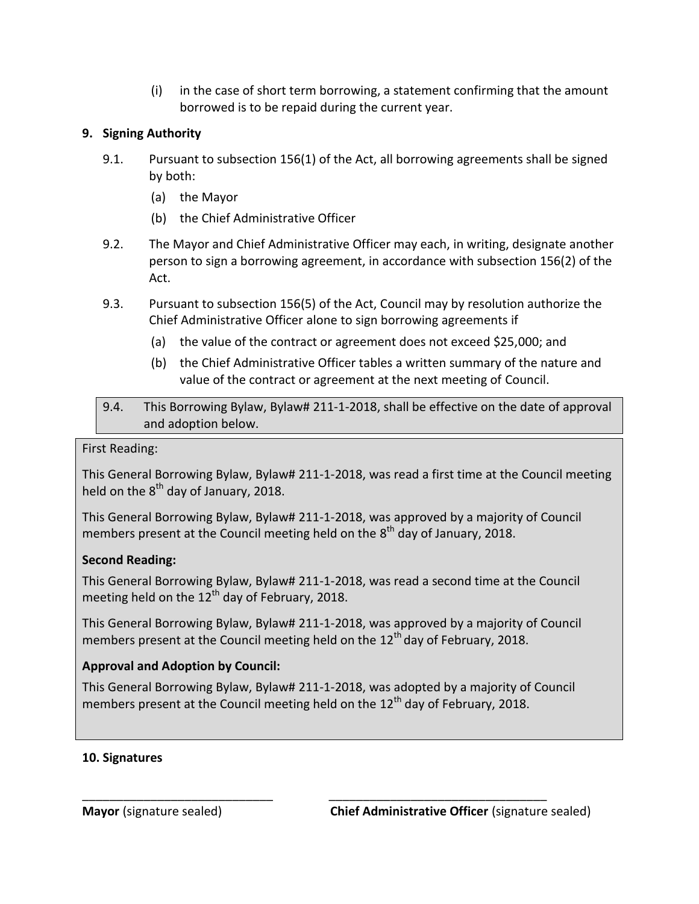(i) in the case of short term borrowing, a statement confirming that the amount borrowed is to be repaid during the current year.

## 9. Signing Authority

9.1. Pursuant to subsection 156(1) of the Act, all borrowing agreements shall be signed by both:

(a) the Mayor

(b) the Chief Administrative Officer

9.2. The Mayor and Chief Administrative Officer may each, in writing, designate another person to sign a borrowing agreement, in accordance with subsection 156(2) of the Act.

9.3. Pursuant to subsection 156(5) of the Act, Council may by resolution authorize the Chief Administrative Officer alone to sign borrowing agreements if

(a) the value of the contract or agreement does not exceed $25,000; and

(b) the Chief Administrative Officer tables a written summary of the nature and value of the contract or agreement at the next meeting of Council.

9.4. This Borrowing Bylaw, Bylaw# 211-1-2018, shall be effective on the date of approval and adoption below.

First Reading:

This General Borrowing Bylaw, Bylaw# 211-1-2018, was read a first time at the Council meeting held on the 8th day of January, 2018.

This General Borrowing Bylaw, Bylaw# 211-1-2018, was approved by a majority of Council members present at the Council meeting held on the 8th day of January, 2018.

**Second Reading:**

This General Borrowing Bylaw, Bylaw# 211-1-2018, was read a second time at the Council meeting held on the 12th day of February, 2018.

This General Borrowing Bylaw, Bylaw# 211-1-2018, was approved by a majority of Council members present at the Council meeting held on the 12th day of February, 2018.

**Approval and Adoption by Council:**

This General Borrowing Bylaw, Bylaw# 211-1-2018, was adopted by a majority of Council members present at the Council meeting held on the 12th day of February, 2018.

## 10. Signatures

_____________________________ **Mayor** (signature sealed)

_________________________________ **Chief Administrative Officer** (signature sealed)